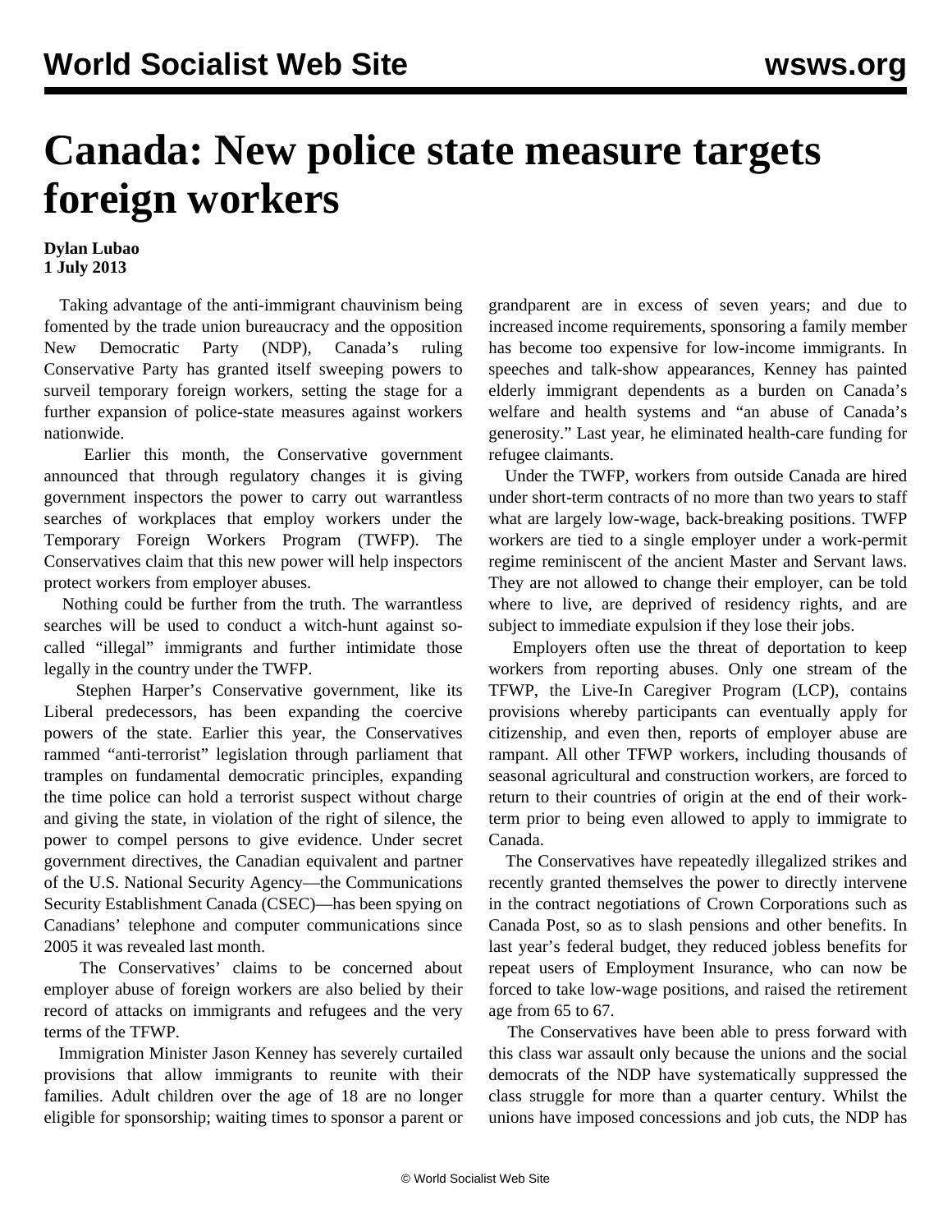# Canada: New police state measure targets foreign workers

**Dylan Lubao**
**1 July 2013**

Taking advantage of the anti-immigrant chauvinism being fomented by the trade union bureaucracy and the opposition New Democratic Party (NDP), Canada's ruling Conservative Party has granted itself sweeping powers to surveil temporary foreign workers, setting the stage for a further expansion of police-state measures against workers nationwide.

Earlier this month, the Conservative government announced that through regulatory changes it is giving government inspectors the power to carry out warrantless searches of workplaces that employ workers under the Temporary Foreign Workers Program (TWFP). The Conservatives claim that this new power will help inspectors protect workers from employer abuses.

Nothing could be further from the truth. The warrantless searches will be used to conduct a witch-hunt against so-called "illegal" immigrants and further intimidate those legally in the country under the TWFP.

Stephen Harper's Conservative government, like its Liberal predecessors, has been expanding the coercive powers of the state. Earlier this year, the Conservatives rammed "anti-terrorist" legislation through parliament that tramples on fundamental democratic principles, expanding the time police can hold a terrorist suspect without charge and giving the state, in violation of the right of silence, the power to compel persons to give evidence. Under secret government directives, the Canadian equivalent and partner of the U.S. National Security Agency—the Communications Security Establishment Canada (CSEC)—has been spying on Canadians' telephone and computer communications since 2005 it was revealed last month.

The Conservatives' claims to be concerned about employer abuse of foreign workers are also belied by their record of attacks on immigrants and refugees and the very terms of the TFWP.

Immigration Minister Jason Kenney has severely curtailed provisions that allow immigrants to reunite with their families. Adult children over the age of 18 are no longer eligible for sponsorship; waiting times to sponsor a parent or grandparent are in excess of seven years; and due to increased income requirements, sponsoring a family member has become too expensive for low-income immigrants. In speeches and talk-show appearances, Kenney has painted elderly immigrant dependents as a burden on Canada's welfare and health systems and "an abuse of Canada's generosity." Last year, he eliminated health-care funding for refugee claimants.

Under the TWFP, workers from outside Canada are hired under short-term contracts of no more than two years to staff what are largely low-wage, back-breaking positions. TWFP workers are tied to a single employer under a work-permit regime reminiscent of the ancient Master and Servant laws. They are not allowed to change their employer, can be told where to live, are deprived of residency rights, and are subject to immediate expulsion if they lose their jobs.

Employers often use the threat of deportation to keep workers from reporting abuses. Only one stream of the TFWP, the Live-In Caregiver Program (LCP), contains provisions whereby participants can eventually apply for citizenship, and even then, reports of employer abuse are rampant. All other TFWP workers, including thousands of seasonal agricultural and construction workers, are forced to return to their countries of origin at the end of their work-term prior to being even allowed to apply to immigrate to Canada.

The Conservatives have repeatedly illegalized strikes and recently granted themselves the power to directly intervene in the contract negotiations of Crown Corporations such as Canada Post, so as to slash pensions and other benefits. In last year's federal budget, they reduced jobless benefits for repeat users of Employment Insurance, who can now be forced to take low-wage positions, and raised the retirement age from 65 to 67.

The Conservatives have been able to press forward with this class war assault only because the unions and the social democrats of the NDP have systematically suppressed the class struggle for more than a quarter century. Whilst the unions have imposed concessions and job cuts, the NDP has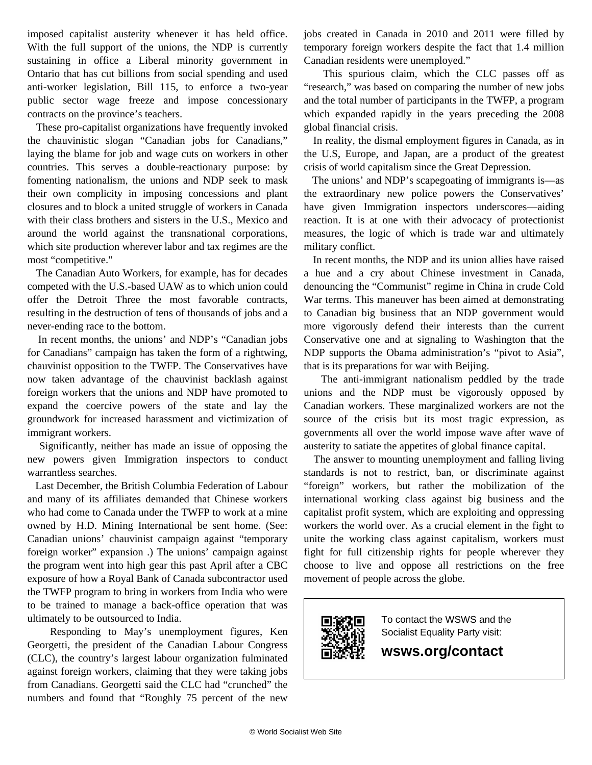imposed capitalist austerity whenever it has held office. With the full support of the unions, the NDP is currently sustaining in office a Liberal minority government in Ontario that has cut billions from social spending and used anti-worker legislation, Bill 115, to enforce a two-year public sector wage freeze and impose concessionary contracts on the province's teachers.

These pro-capitalist organizations have frequently invoked the chauvinistic slogan "Canadian jobs for Canadians," laying the blame for job and wage cuts on workers in other countries. This serves a double-reactionary purpose: by fomenting nationalism, the unions and NDP seek to mask their own complicity in imposing concessions and plant closures and to block a united struggle of workers in Canada with their class brothers and sisters in the U.S., Mexico and around the world against the transnational corporations, which site production wherever labor and tax regimes are the most "competitive."

The Canadian Auto Workers, for example, has for decades competed with the U.S.-based UAW as to which union could offer the Detroit Three the most favorable contracts, resulting in the destruction of tens of thousands of jobs and a never-ending race to the bottom.

In recent months, the unions' and NDP's "Canadian jobs for Canadians" campaign has taken the form of a rightwing, chauvinist opposition to the TWFP. The Conservatives have now taken advantage of the chauvinist backlash against foreign workers that the unions and NDP have promoted to expand the coercive powers of the state and lay the groundwork for increased harassment and victimization of immigrant workers.

Significantly, neither has made an issue of opposing the new powers given Immigration inspectors to conduct warrantless searches.

Last December, the British Columbia Federation of Labour and many of its affiliates demanded that Chinese workers who had come to Canada under the TWFP to work at a mine owned by H.D. Mining International be sent home. (See: Canadian unions' chauvinist campaign against "temporary foreign worker" expansion .) The unions' campaign against the program went into high gear this past April after a CBC exposure of how a Royal Bank of Canada subcontractor used the TWFP program to bring in workers from India who were to be trained to manage a back-office operation that was ultimately to be outsourced to India.

Responding to May's unemployment figures, Ken Georgetti, the president of the Canadian Labour Congress (CLC), the country's largest labour organization fulminated against foreign workers, claiming that they were taking jobs from Canadians. Georgetti said the CLC had "crunched" the numbers and found that "Roughly 75 percent of the new jobs created in Canada in 2010 and 2011 were filled by temporary foreign workers despite the fact that 1.4 million Canadian residents were unemployed."

This spurious claim, which the CLC passes off as "research," was based on comparing the number of new jobs and the total number of participants in the TWFP, a program which expanded rapidly in the years preceding the 2008 global financial crisis.

In reality, the dismal employment figures in Canada, as in the U.S, Europe, and Japan, are a product of the greatest crisis of world capitalism since the Great Depression.

The unions' and NDP's scapegoating of immigrants is—as the extraordinary new police powers the Conservatives' have given Immigration inspectors underscores—aiding reaction. It is at one with their advocacy of protectionist measures, the logic of which is trade war and ultimately military conflict.

In recent months, the NDP and its union allies have raised a hue and a cry about Chinese investment in Canada, denouncing the "Communist" regime in China in crude Cold War terms. This maneuver has been aimed at demonstrating to Canadian big business that an NDP government would more vigorously defend their interests than the current Conservative one and at signaling to Washington that the NDP supports the Obama administration's "pivot to Asia", that is its preparations for war with Beijing.

The anti-immigrant nationalism peddled by the trade unions and the NDP must be vigorously opposed by Canadian workers. These marginalized workers are not the source of the crisis but its most tragic expression, as governments all over the world impose wave after wave of austerity to satiate the appetites of global finance capital.

The answer to mounting unemployment and falling living standards is not to restrict, ban, or discriminate against "foreign" workers, but rather the mobilization of the international working class against big business and the capitalist profit system, which are exploiting and oppressing workers the world over. As a crucial element in the fight to unite the working class against capitalism, workers must fight for full citizenship rights for people wherever they choose to live and oppose all restrictions on the free movement of people across the globe.

To contact the WSWS and the Socialist Equality Party visit:

**wsws.org/contact**